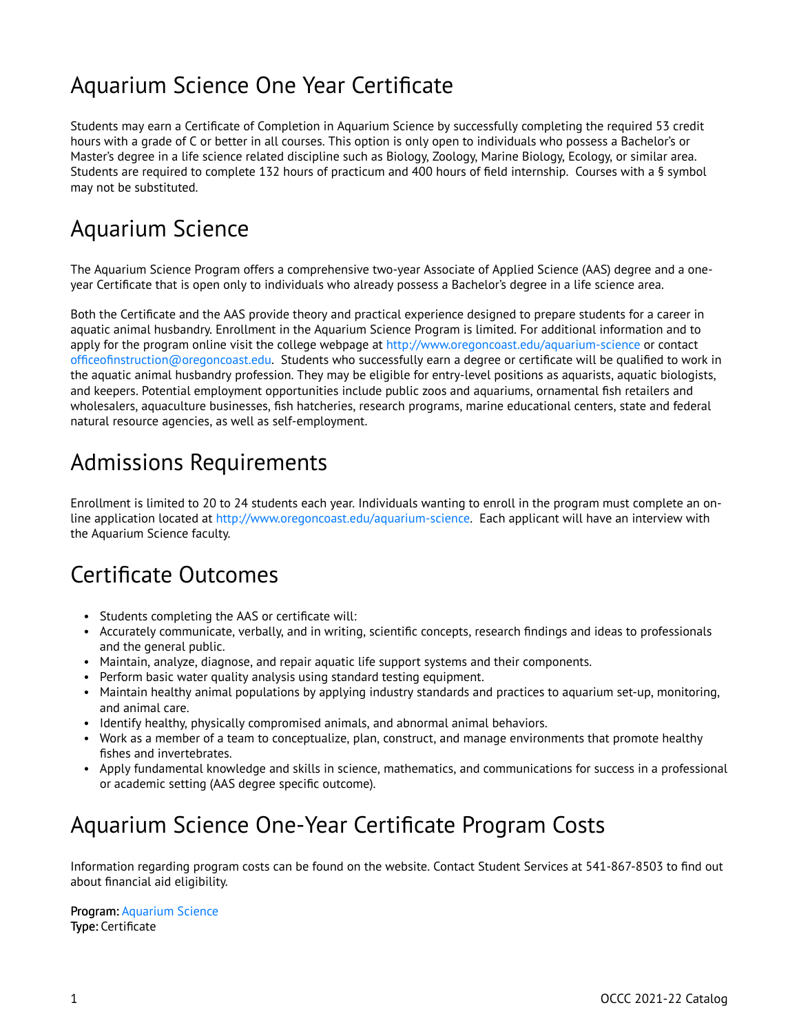# Aquarium Science One Year Certificate

Students may earn a Certificate of Completion in Aquarium Science by successfully completing the required 53 credit hours with a grade of C or better in all courses. This option is only open to individuals who possess a Bachelor's or Master's degree in a life science related discipline such as Biology, Zoology, Marine Biology, Ecology, or similar area. Students are required to complete 132 hours of practicum and 400 hours of field internship. Courses with a § symbol may not be substituted.

# Aquarium Science

The Aquarium Science Program offers a comprehensive two-year Associate of Applied Science (AAS) degree and a one-year Certificate that is open only to individuals who already possess a Bachelor's degree in a life science area.

Both the Certificate and the AAS provide theory and practical experience designed to prepare students for a career in aquatic animal husbandry. Enrollment in the Aquarium Science Program is limited. For additional information and to apply for the program online visit the college webpage at http://www.oregoncoast.edu/aquarium-science or contact officeofinstruction@oregoncoast.edu. Students who successfully earn a degree or certificate will be qualified to work in the aquatic animal husbandry profession. They may be eligible for entry-level positions as aquarists, aquatic biologists, and keepers. Potential employment opportunities include public zoos and aquariums, ornamental fish retailers and wholesalers, aquaculture businesses, fish hatcheries, research programs, marine educational centers, state and federal natural resource agencies, as well as self-employment.

# Admissions Requirements

Enrollment is limited to 20 to 24 students each year. Individuals wanting to enroll in the program must complete an on-line application located at http://www.oregoncoast.edu/aquarium-science. Each applicant will have an interview with the Aquarium Science faculty.

# Certificate Outcomes

- Students completing the AAS or certificate will:
- Accurately communicate, verbally, and in writing, scientific concepts, research findings and ideas to professionals and the general public.
- Maintain, analyze, diagnose, and repair aquatic life support systems and their components.
- Perform basic water quality analysis using standard testing equipment.
- Maintain healthy animal populations by applying industry standards and practices to aquarium set-up, monitoring, and animal care.
- Identify healthy, physically compromised animals, and abnormal animal behaviors.
- Work as a member of a team to conceptualize, plan, construct, and manage environments that promote healthy fishes and invertebrates.
- Apply fundamental knowledge and skills in science, mathematics, and communications for success in a professional or academic setting (AAS degree specific outcome).

# Aquarium Science One-Year Certificate Program Costs

Information regarding program costs can be found on the website. Contact Student Services at 541-867-8503 to find out about financial aid eligibility.

**Program:** Aquarium Science
**Type:** Certificate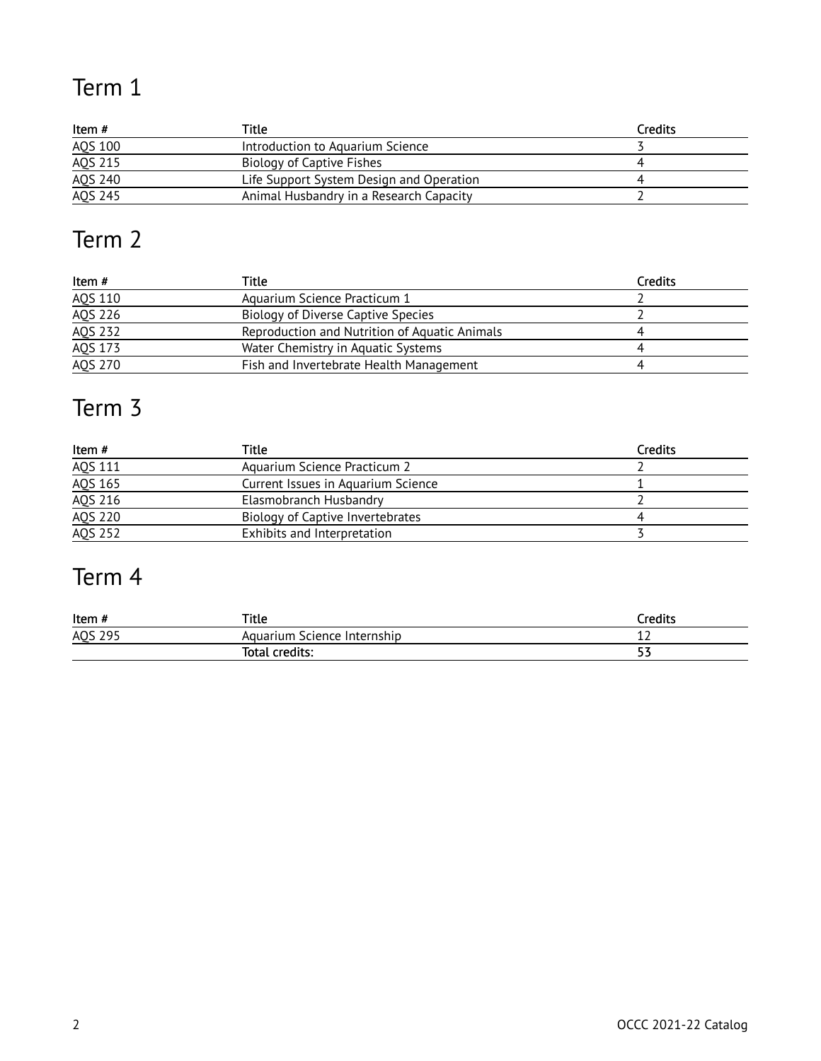## Term 1

| Item # | Title | Credits |
|---|---|---|
| AQS 100 | Introduction to Aquarium Science | 3 |
| AQS 215 | Biology of Captive Fishes | 4 |
| AQS 240 | Life Support System Design and Operation | 4 |
| AQS 245 | Animal Husbandry in a Research Capacity | 2 |

## Term 2

| Item # | Title | Credits |
|---|---|---|
| AQS 110 | Aquarium Science Practicum 1 | 2 |
| AQS 226 | Biology of Diverse Captive Species | 2 |
| AQS 232 | Reproduction and Nutrition of Aquatic Animals | 4 |
| AQS 173 | Water Chemistry in Aquatic Systems | 4 |
| AQS 270 | Fish and Invertebrate Health Management | 4 |

## Term 3

| Item # | Title | Credits |
|---|---|---|
| AQS 111 | Aquarium Science Practicum 2 | 2 |
| AQS 165 | Current Issues in Aquarium Science | 1 |
| AQS 216 | Elasmobranch Husbandry | 2 |
| AQS 220 | Biology of Captive Invertebrates | 4 |
| AQS 252 | Exhibits and Interpretation | 3 |

## Term 4

| Item # | Title | Credits |
|---|---|---|
| AQS 295 | Aquarium Science Internship | 12 |
| | **Total credits:** | **53** |